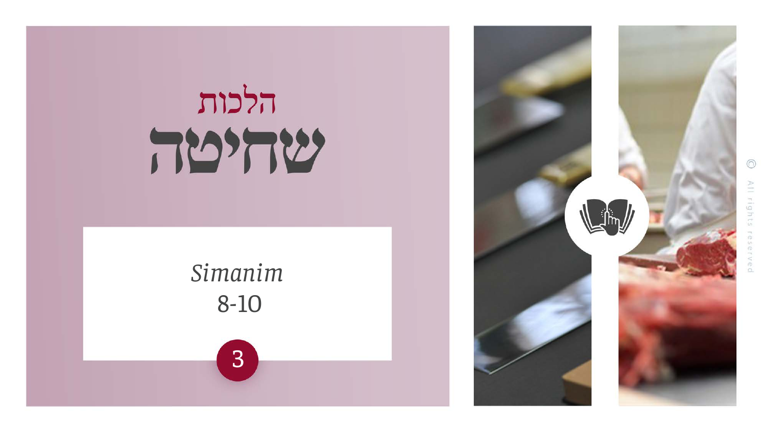הלכות

# שחיטה

*Simanim*
8-10

3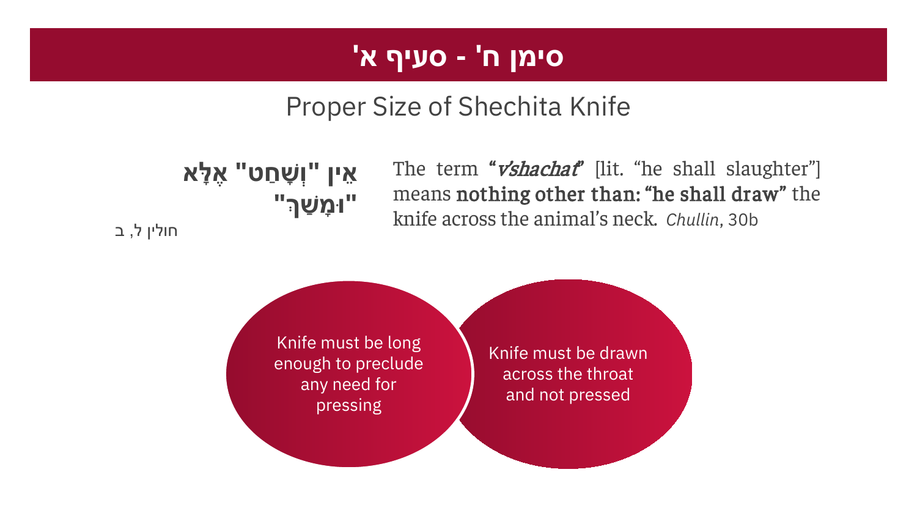# סימן ח' - סעיף א'

## Proper Size of Shechita Knife

**אֵין "וְשָׁחַט" אֶלָּא "וּמָשַׁךְ"**

חולין ל, ב

The term ***"v'shachat"*** [lit. "he shall slaughter"] means **nothing other than: "he shall draw"** the knife across the animal's neck. *Chullin*, 30b

- Knife must be long enough to preclude any need for pressing
- Knife must be drawn across the throat and not pressed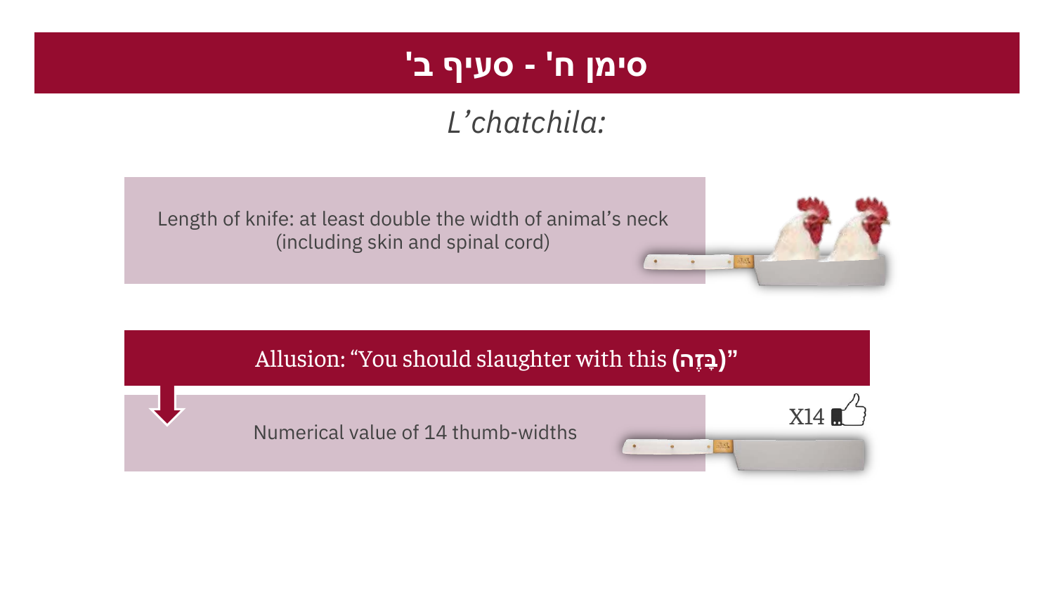# סימן ח' - סעיף ב'

*L'chatchila:*

Length of knife: at least double the width of animal's neck (including skin and spinal cord)

Allusion: "You should slaughter with this **(בָּזֶה)**"

Numerical value of 14 thumb-widths

X14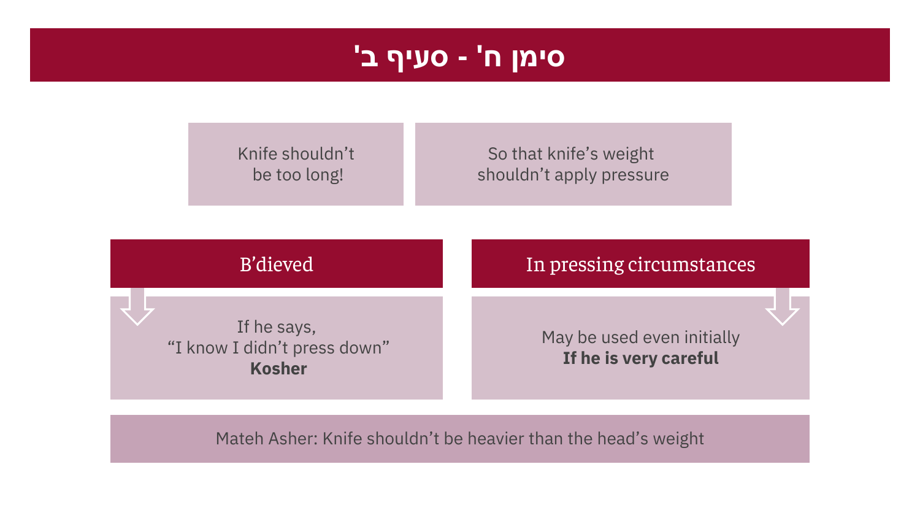# סימן ח' - סעיף ב'

Knife shouldn't be too long!

So that knife's weight shouldn't apply pressure

## B'dieved

If he says,
"I know I didn't press down"
**Kosher**

## In pressing circumstances

May be used even initially
**If he is very careful**

Mateh Asher: Knife shouldn't be heavier than the head's weight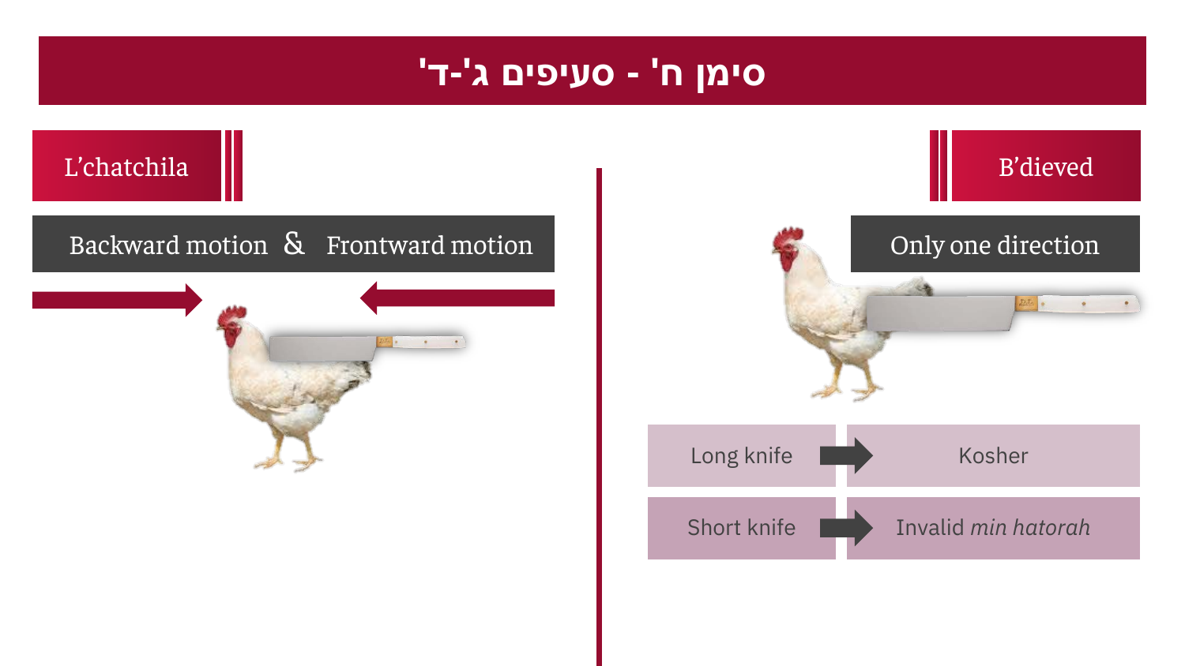# סימן ח' - סעיפים ג'-ד'

## L'chatchila

Backward motion & Frontward motion

## B'dieved

Only one direction

| | |
|---|---|
| Long knife | Kosher |
| Short knife | Invalid *min hatorah* |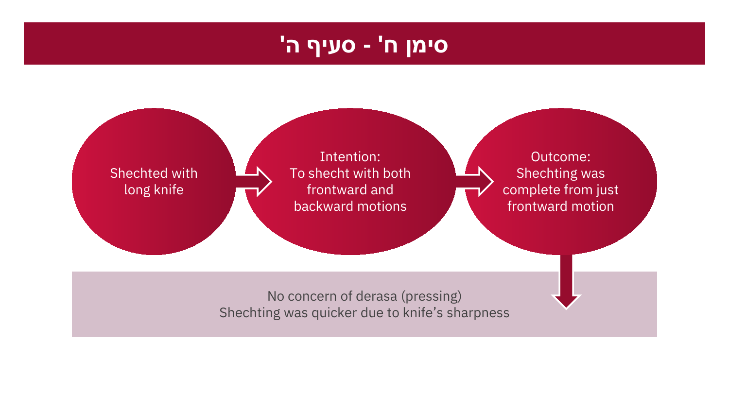# סימן ח' - סעיף ה'

Shechted with long knife

→

Intention:
To shecht with both frontward and backward motions

→

Outcome:
Shechting was complete from just frontward motion

↓

No concern of derasa (pressing)
Shechting was quicker due to knife's sharpness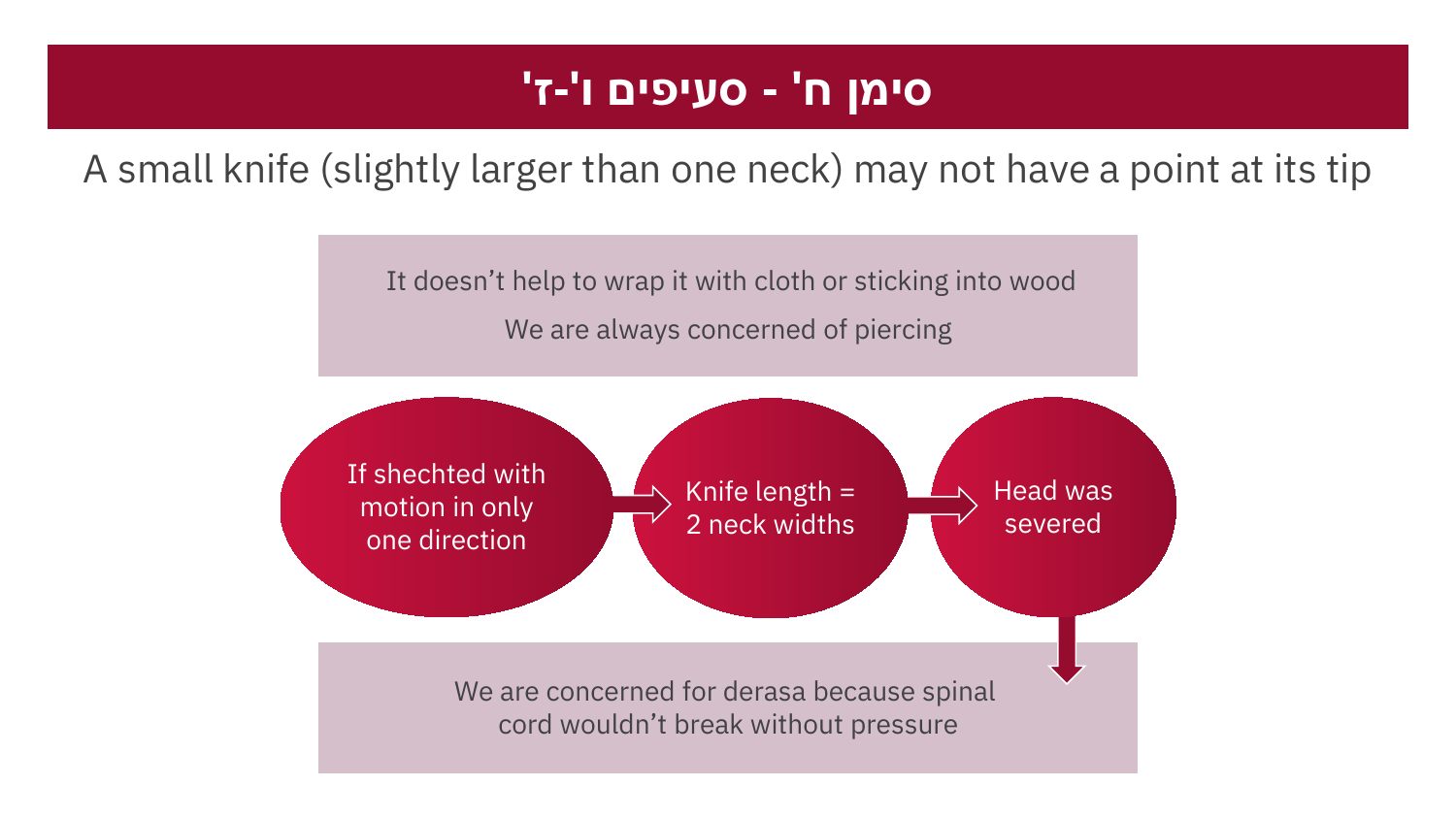# סימן ח' - סעיפים ו'-ז'

A small knife (slightly larger than one neck) may not have a point at its tip

It doesn't help to wrap it with cloth or sticking into wood

We are always concerned of piercing

If shechted with motion in only one direction → Knife length = 2 neck widths → Head was severed

↓

We are concerned for derasa because spinal cord wouldn't break without pressure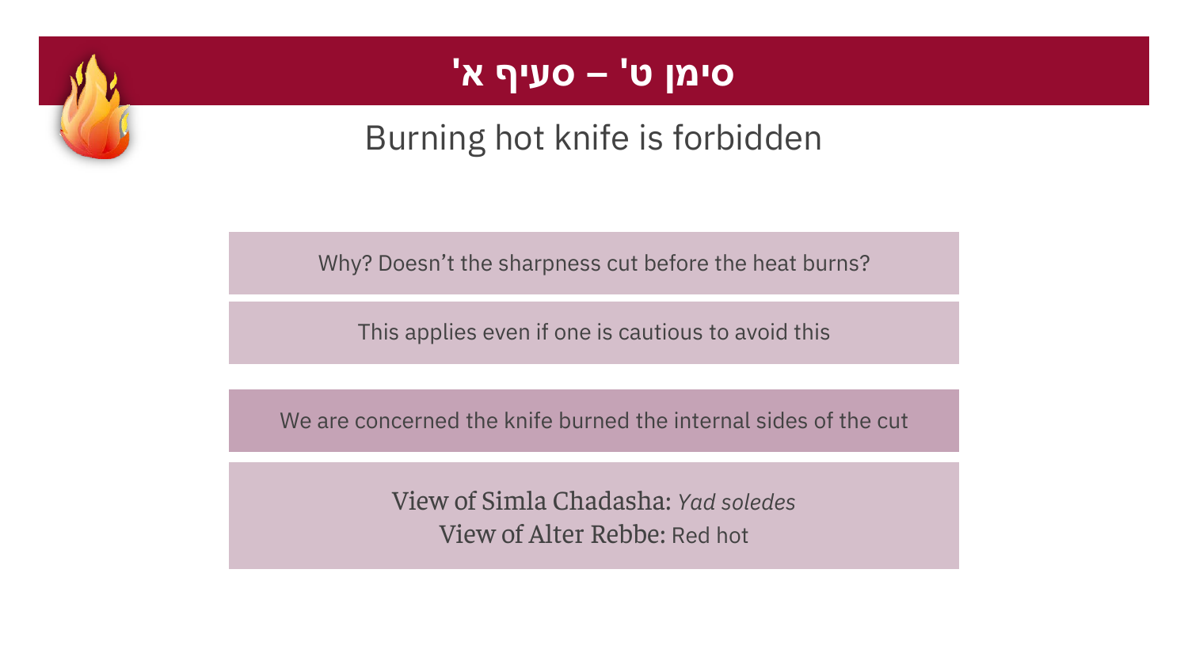# סימן ט' – סעיף א'

## Burning hot knife is forbidden

Why? Doesn't the sharpness cut before the heat burns?

This applies even if one is cautious to avoid this

We are concerned the knife burned the internal sides of the cut

View of Simla Chadasha: *Yad soledes*
View of Alter Rebbe: Red hot